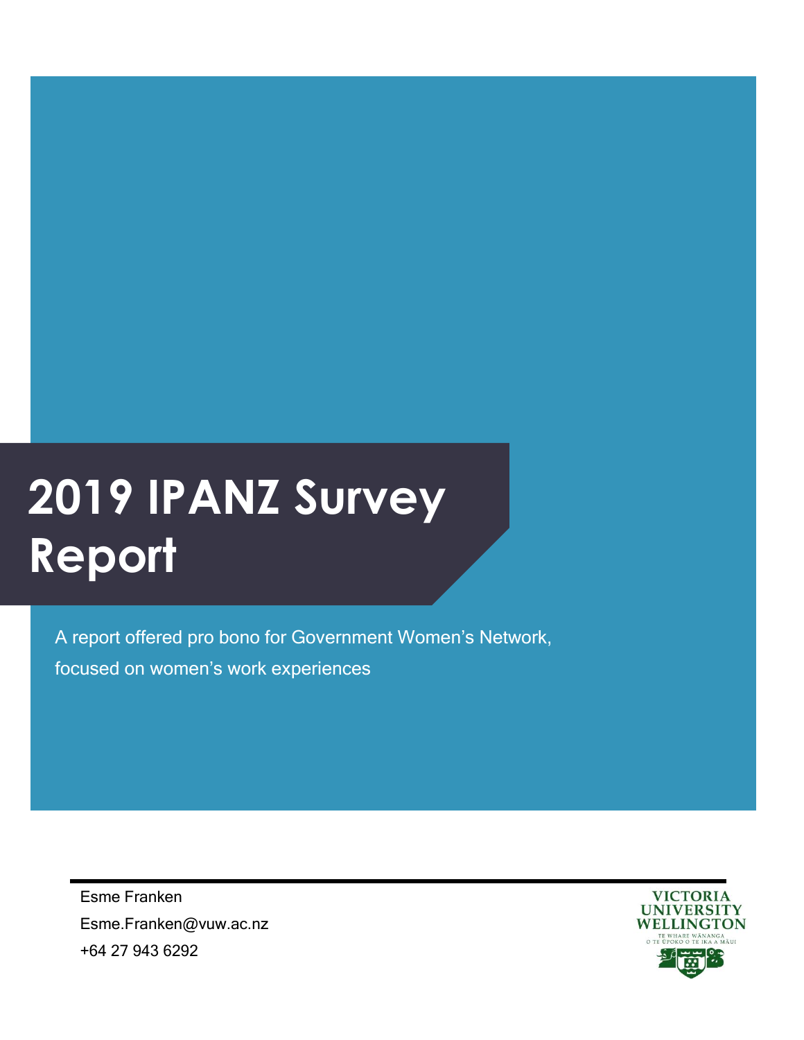# 2019 IPANZ Survey Report

A report offered pro bono for Government Women's Network, focused on women's work experiences

Esme Franken

Esme.Franken@vuw.ac.nz

+64 27 943 6292

VICTORIA UNIVERSITY WELLINGTON

TE WHARE WĀNANGA O TE ŪPOKO O TE IKA A MĀUI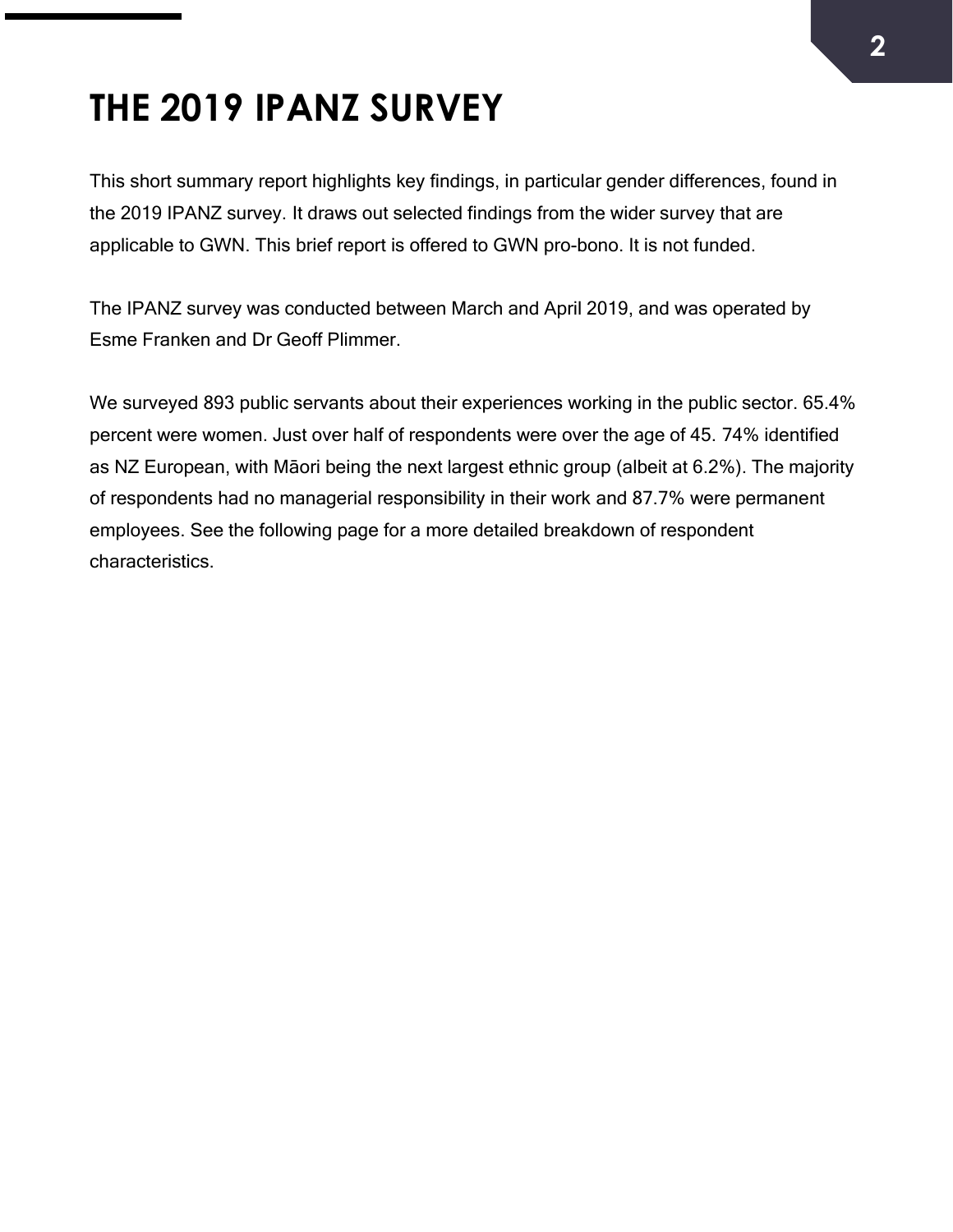# THE 2019 IPANZ SURVEY

This short summary report highlights key findings, in particular gender differences, found in the 2019 IPANZ survey. It draws out selected findings from the wider survey that are applicable to GWN. This brief report is offered to GWN pro-bono. It is not funded.

The IPANZ survey was conducted between March and April 2019, and was operated by Esme Franken and Dr Geoff Plimmer.

We surveyed 893 public servants about their experiences working in the public sector. 65.4% percent were women. Just over half of respondents were over the age of 45. 74% identified as NZ European, with Māori being the next largest ethnic group (albeit at 6.2%). The majority of respondents had no managerial responsibility in their work and 87.7% were permanent employees. See the following page for a more detailed breakdown of respondent characteristics.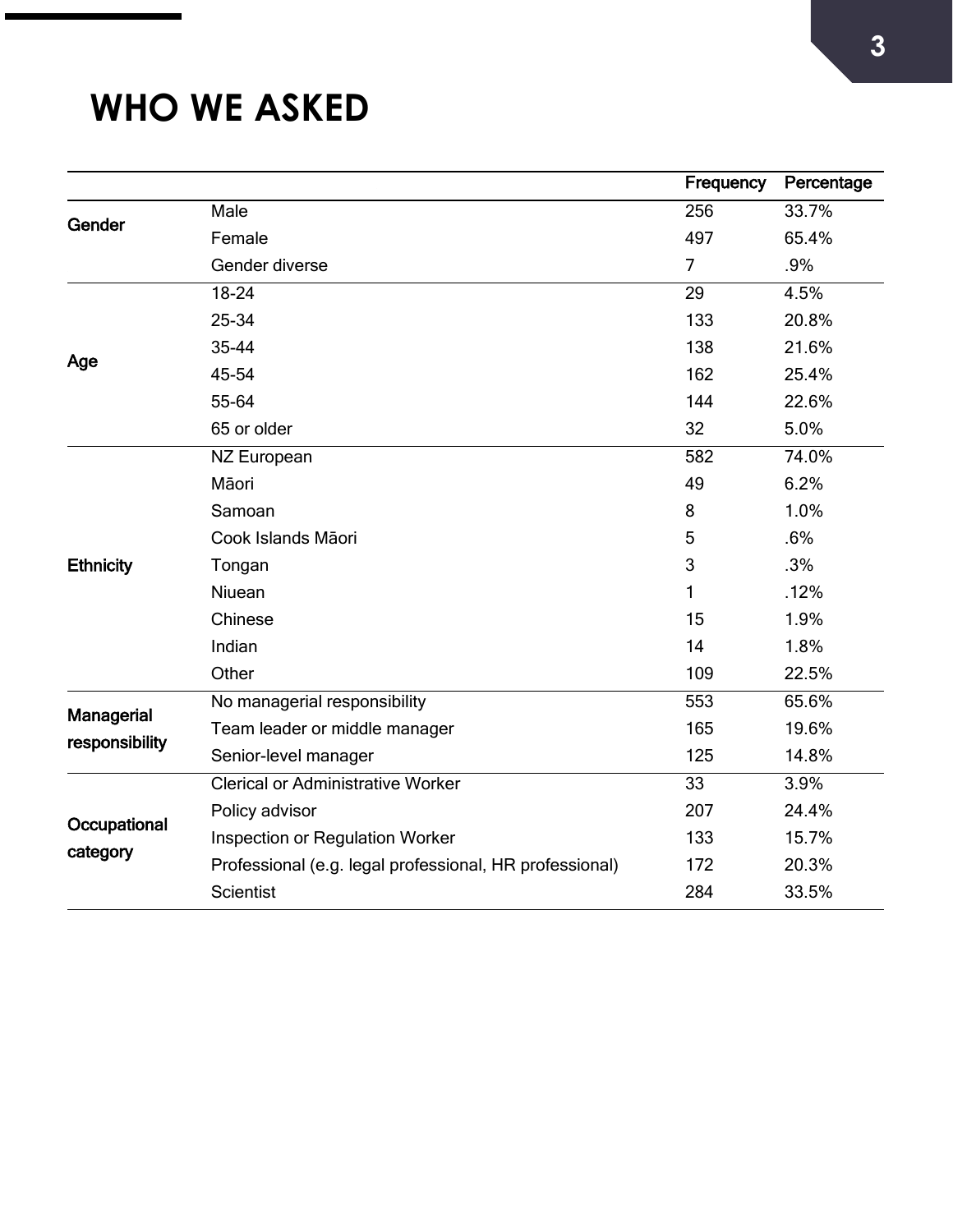# WHO WE ASKED

| | | Frequency | Percentage |
|---|---|---|---|
| Gender | Male | 256 | 33.7% |
| | Female | 497 | 65.4% |
| | Gender diverse | 7 | .9% |
| Age | 18-24 | 29 | 4.5% |
| | 25-34 | 133 | 20.8% |
| | 35-44 | 138 | 21.6% |
| | 45-54 | 162 | 25.4% |
| | 55-64 | 144 | 22.6% |
| | 65 or older | 32 | 5.0% |
| Ethnicity | NZ European | 582 | 74.0% |
| | Māori | 49 | 6.2% |
| | Samoan | 8 | 1.0% |
| | Cook Islands Māori | 5 | .6% |
| | Tongan | 3 | .3% |
| | Niuean | 1 | .12% |
| | Chinese | 15 | 1.9% |
| | Indian | 14 | 1.8% |
| | Other | 109 | 22.5% |
| Managerial responsibility | No managerial responsibility | 553 | 65.6% |
| | Team leader or middle manager | 165 | 19.6% |
| | Senior-level manager | 125 | 14.8% |
| Occupational category | Clerical or Administrative Worker | 33 | 3.9% |
| | Policy advisor | 207 | 24.4% |
| | Inspection or Regulation Worker | 133 | 15.7% |
| | Professional (e.g. legal professional, HR professional) | 172 | 20.3% |
| | Scientist | 284 | 33.5% |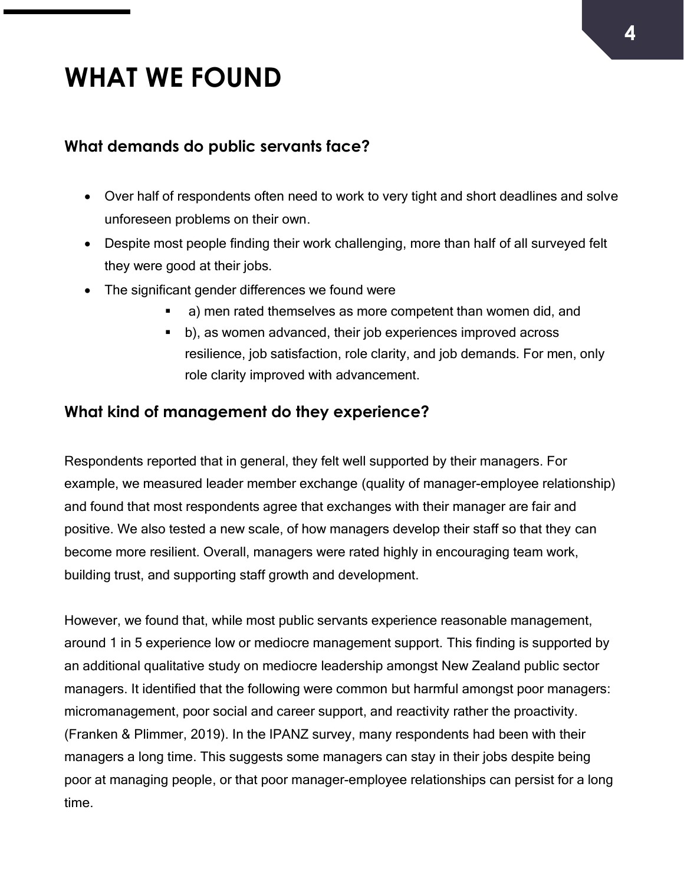# WHAT WE FOUND

## What demands do public servants face?

- Over half of respondents often need to work to very tight and short deadlines and solve unforeseen problems on their own.
- Despite most people finding their work challenging, more than half of all surveyed felt they were good at their jobs.
- The significant gender differences we found were
    - a) men rated themselves as more competent than women did, and
    - b), as women advanced, their job experiences improved across resilience, job satisfaction, role clarity, and job demands. For men, only role clarity improved with advancement.

## What kind of management do they experience?

Respondents reported that in general, they felt well supported by their managers. For example, we measured leader member exchange (quality of manager-employee relationship) and found that most respondents agree that exchanges with their manager are fair and positive. We also tested a new scale, of how managers develop their staff so that they can become more resilient. Overall, managers were rated highly in encouraging team work, building trust, and supporting staff growth and development.

However, we found that, while most public servants experience reasonable management, around 1 in 5 experience low or mediocre management support. This finding is supported by an additional qualitative study on mediocre leadership amongst New Zealand public sector managers. It identified that the following were common but harmful amongst poor managers: micromanagement, poor social and career support, and reactivity rather the proactivity. (Franken & Plimmer, 2019). In the IPANZ survey, many respondents had been with their managers a long time. This suggests some managers can stay in their jobs despite being poor at managing people, or that poor manager-employee relationships can persist for a long time.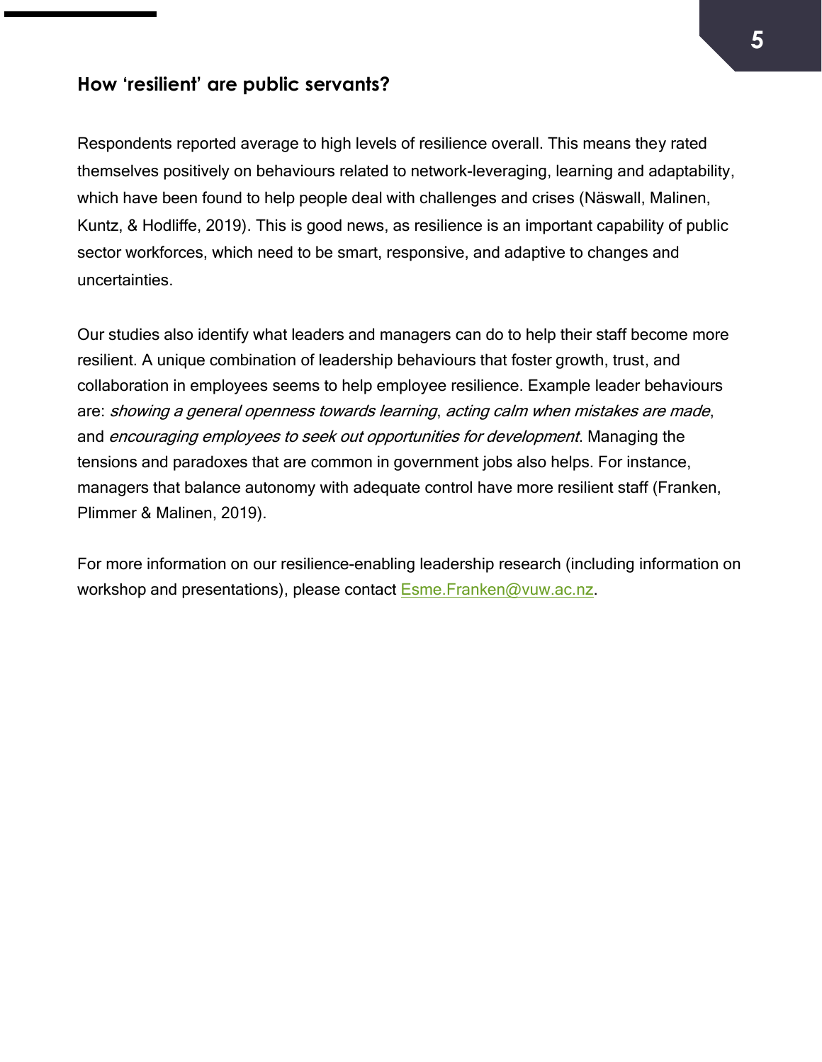## How 'resilient' are public servants?

Respondents reported average to high levels of resilience overall. This means they rated themselves positively on behaviours related to network-leveraging, learning and adaptability, which have been found to help people deal with challenges and crises (Näswall, Malinen, Kuntz, & Hodliffe, 2019). This is good news, as resilience is an important capability of public sector workforces, which need to be smart, responsive, and adaptive to changes and uncertainties.

Our studies also identify what leaders and managers can do to help their staff become more resilient. A unique combination of leadership behaviours that foster growth, trust, and collaboration in employees seems to help employee resilience. Example leader behaviours are: *showing a general openness towards learning*, *acting calm when mistakes are made*, and *encouraging employees to seek out opportunities for development*. Managing the tensions and paradoxes that are common in government jobs also helps. For instance, managers that balance autonomy with adequate control have more resilient staff (Franken, Plimmer & Malinen, 2019).

For more information on our resilience-enabling leadership research (including information on workshop and presentations), please contact [Esme.Franken@vuw.ac.nz](mailto:Esme.Franken@vuw.ac.nz).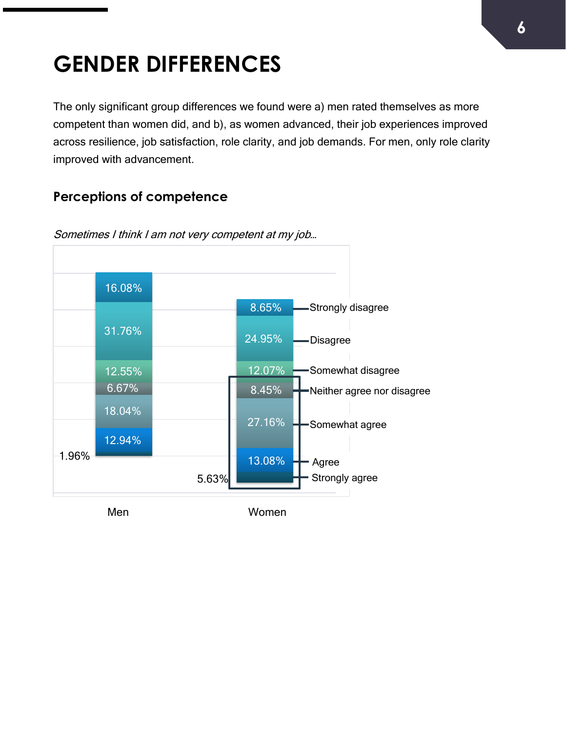# GENDER DIFFERENCES

The only significant group differences we found were a) men rated themselves as more competent than women did, and b), as women advanced, their job experiences improved across resilience, job satisfaction, role clarity, and job demands. For men, only role clarity improved with advancement.

## Perceptions of competence

*Sometimes I think I am not very competent at my job...*

| | Men | Women |
|---|---|---|
| Strongly disagree | 16.08% | 8.65% |
| Disagree | 31.76% | 24.95% |
| Somewhat disagree | 12.55% | 12.07% |
| Neither agree nor disagree | 6.67% | 8.45% |
| Somewhat agree | 18.04% | 27.16% |
| Agree | 12.94% | 13.08% |
| Strongly agree | 1.96% | 5.63% |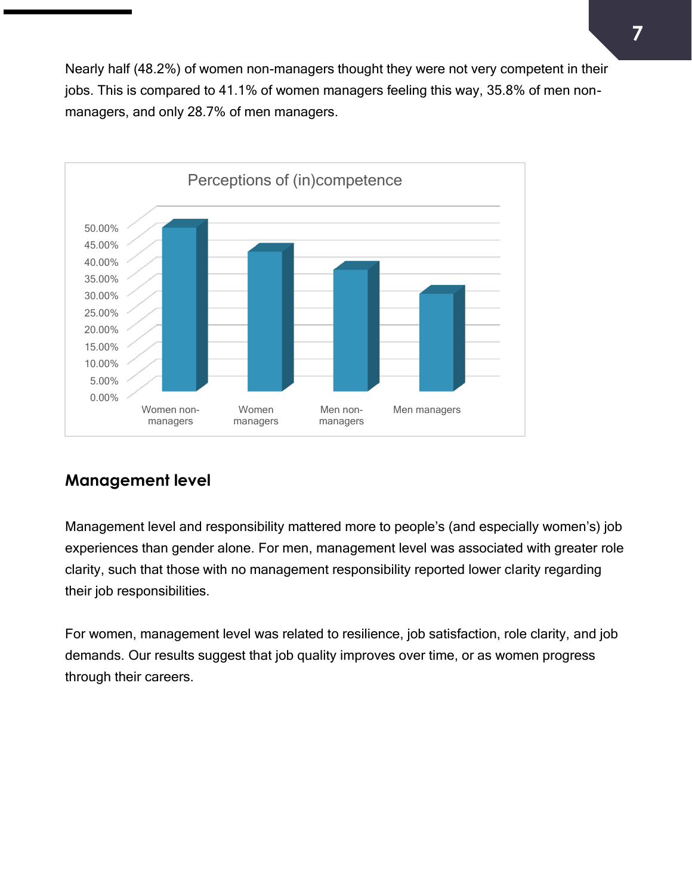Nearly half (48.2%) of women non-managers thought they were not very competent in their jobs. This is compared to 41.1% of women managers feeling this way, 35.8% of men non-managers, and only 28.7% of men managers.

## Management level

Management level and responsibility mattered more to people's (and especially women's) job experiences than gender alone. For men, management level was associated with greater role clarity, such that those with no management responsibility reported lower clarity regarding their job responsibilities.

For women, management level was related to resilience, job satisfaction, role clarity, and job demands. Our results suggest that job quality improves over time, or as women progress through their careers.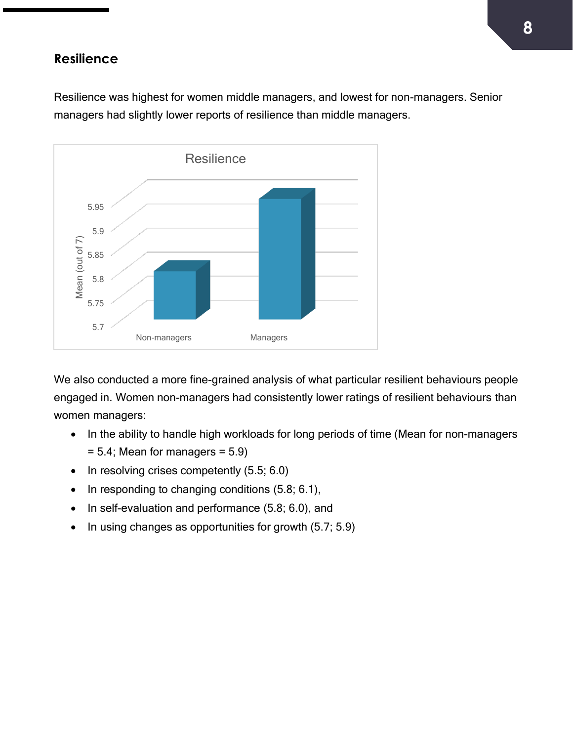## Resilience

Resilience was highest for women middle managers, and lowest for non-managers. Senior managers had slightly lower reports of resilience than middle managers.

We also conducted a more fine-grained analysis of what particular resilient behaviours people engaged in. Women non-managers had consistently lower ratings of resilient behaviours than women managers:

- In the ability to handle high workloads for long periods of time (Mean for non-managers = 5.4; Mean for managers = 5.9)
- In resolving crises competently (5.5; 6.0)
- In responding to changing conditions (5.8; 6.1),
- In self-evaluation and performance (5.8; 6.0), and
- In using changes as opportunities for growth (5.7; 5.9)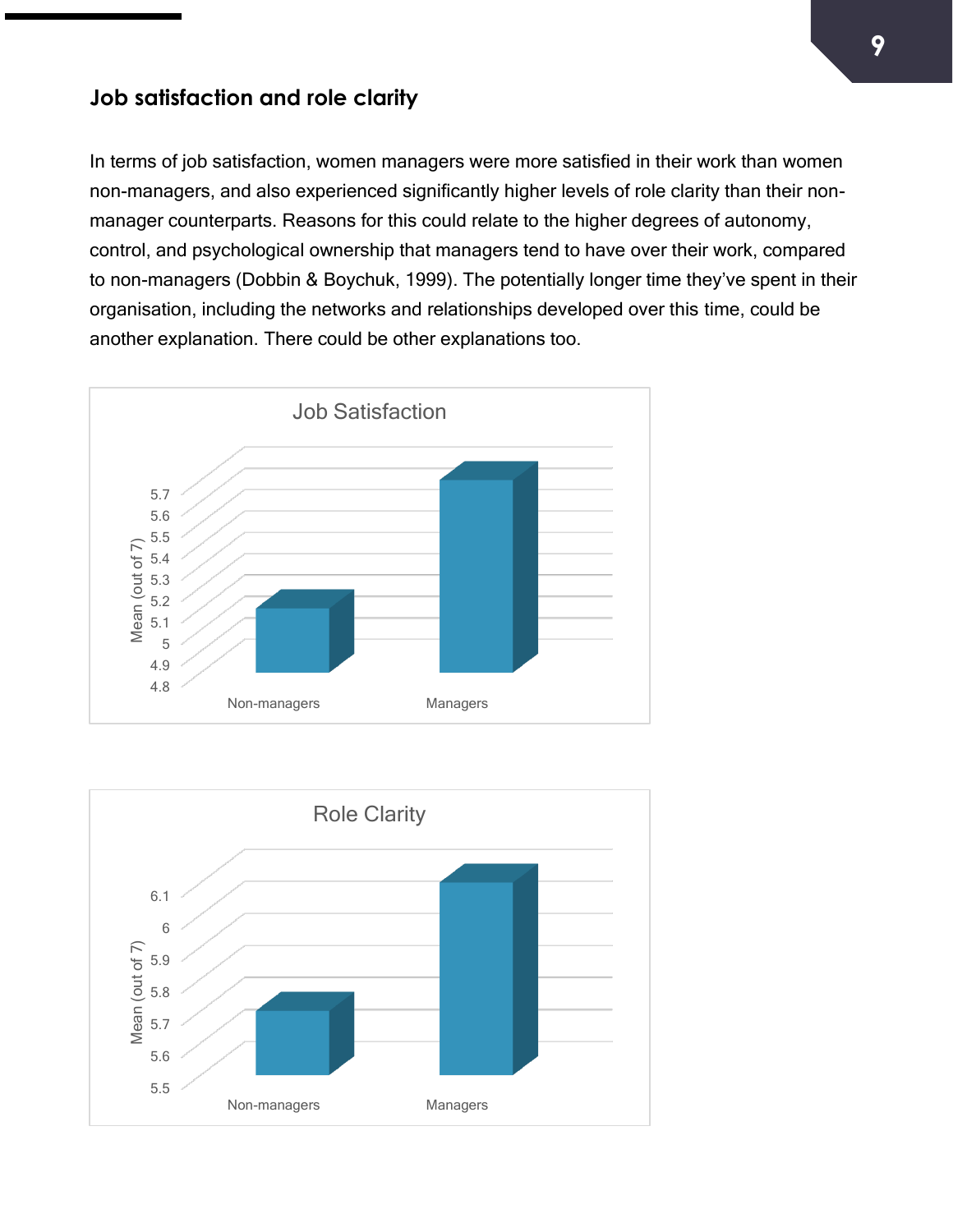## Job satisfaction and role clarity

In terms of job satisfaction, women managers were more satisfied in their work than women non-managers, and also experienced significantly higher levels of role clarity than their non-manager counterparts. Reasons for this could relate to the higher degrees of autonomy, control, and psychological ownership that managers tend to have over their work, compared to non-managers (Dobbin & Boychuk, 1999). The potentially longer time they've spent in their organisation, including the networks and relationships developed over this time, could be another explanation. There could be other explanations too.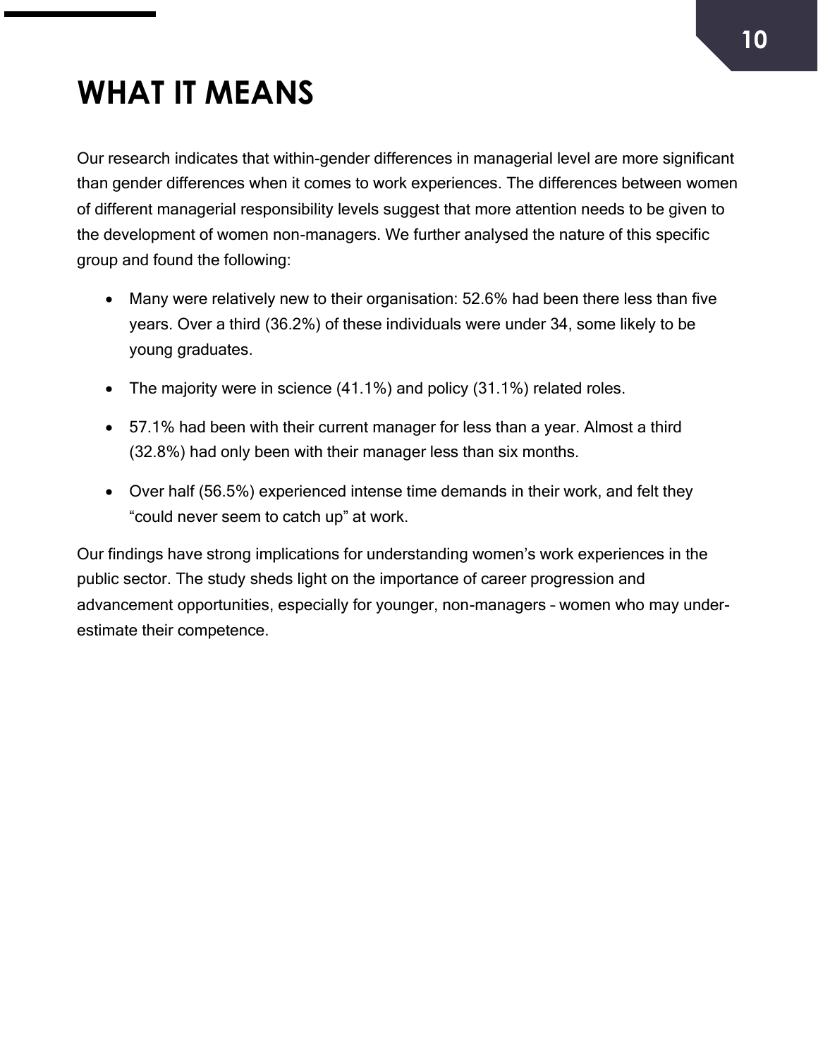# WHAT IT MEANS

Our research indicates that within-gender differences in managerial level are more significant than gender differences when it comes to work experiences. The differences between women of different managerial responsibility levels suggest that more attention needs to be given to the development of women non-managers. We further analysed the nature of this specific group and found the following:

- Many were relatively new to their organisation: 52.6% had been there less than five years. Over a third (36.2%) of these individuals were under 34, some likely to be young graduates.
- The majority were in science (41.1%) and policy (31.1%) related roles.
- 57.1% had been with their current manager for less than a year. Almost a third (32.8%) had only been with their manager less than six months.
- Over half (56.5%) experienced intense time demands in their work, and felt they "could never seem to catch up" at work.

Our findings have strong implications for understanding women's work experiences in the public sector. The study sheds light on the importance of career progression and advancement opportunities, especially for younger, non-managers – women who may under-estimate their competence.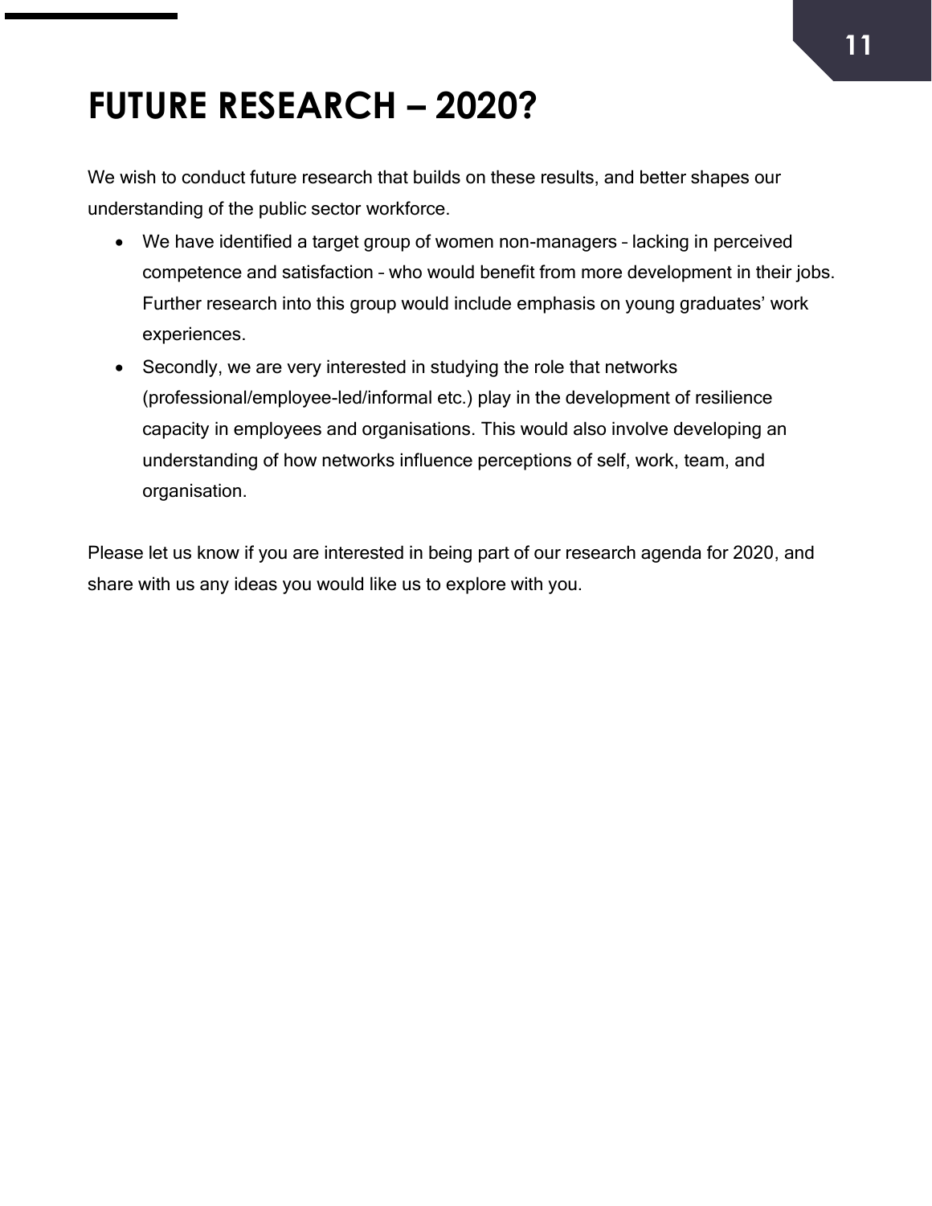# FUTURE RESEARCH – 2020?

We wish to conduct future research that builds on these results, and better shapes our understanding of the public sector workforce.

- We have identified a target group of women non-managers – lacking in perceived competence and satisfaction – who would benefit from more development in their jobs. Further research into this group would include emphasis on young graduates' work experiences.
- Secondly, we are very interested in studying the role that networks (professional/employee-led/informal etc.) play in the development of resilience capacity in employees and organisations. This would also involve developing an understanding of how networks influence perceptions of self, work, team, and organisation.

Please let us know if you are interested in being part of our research agenda for 2020, and share with us any ideas you would like us to explore with you.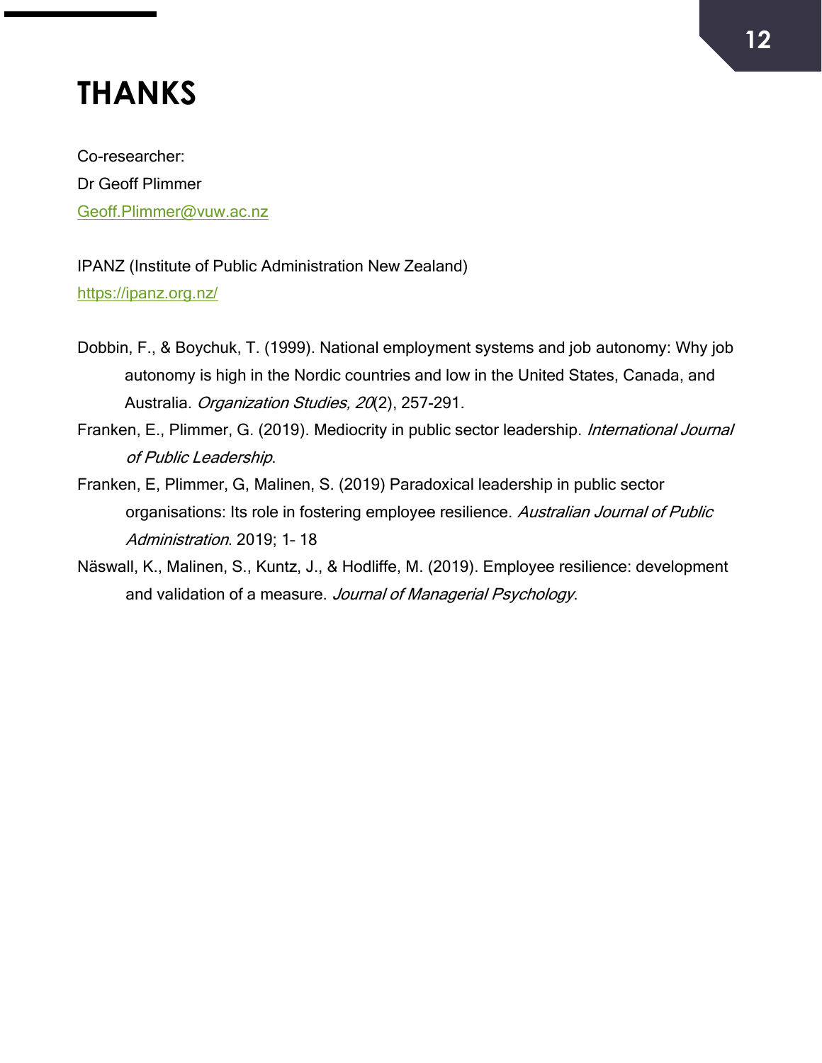# THANKS

Co-researcher:
Dr Geoff Plimmer
Geoff.Plimmer@vuw.ac.nz

IPANZ (Institute of Public Administration New Zealand)
https://ipanz.org.nz/

Dobbin, F., & Boychuk, T. (1999). National employment systems and job autonomy: Why job autonomy is high in the Nordic countries and low in the United States, Canada, and Australia. *Organization Studies, 20*(2), 257-291.

Franken, E., Plimmer, G. (2019). Mediocrity in public sector leadership. *International Journal of Public Leadership*.

Franken, E, Plimmer, G, Malinen, S. (2019) Paradoxical leadership in public sector organisations: Its role in fostering employee resilience. *Australian Journal of Public Administration*. 2019; 1– 18

Näswall, K., Malinen, S., Kuntz, J., & Hodliffe, M. (2019). Employee resilience: development and validation of a measure. *Journal of Managerial Psychology*.